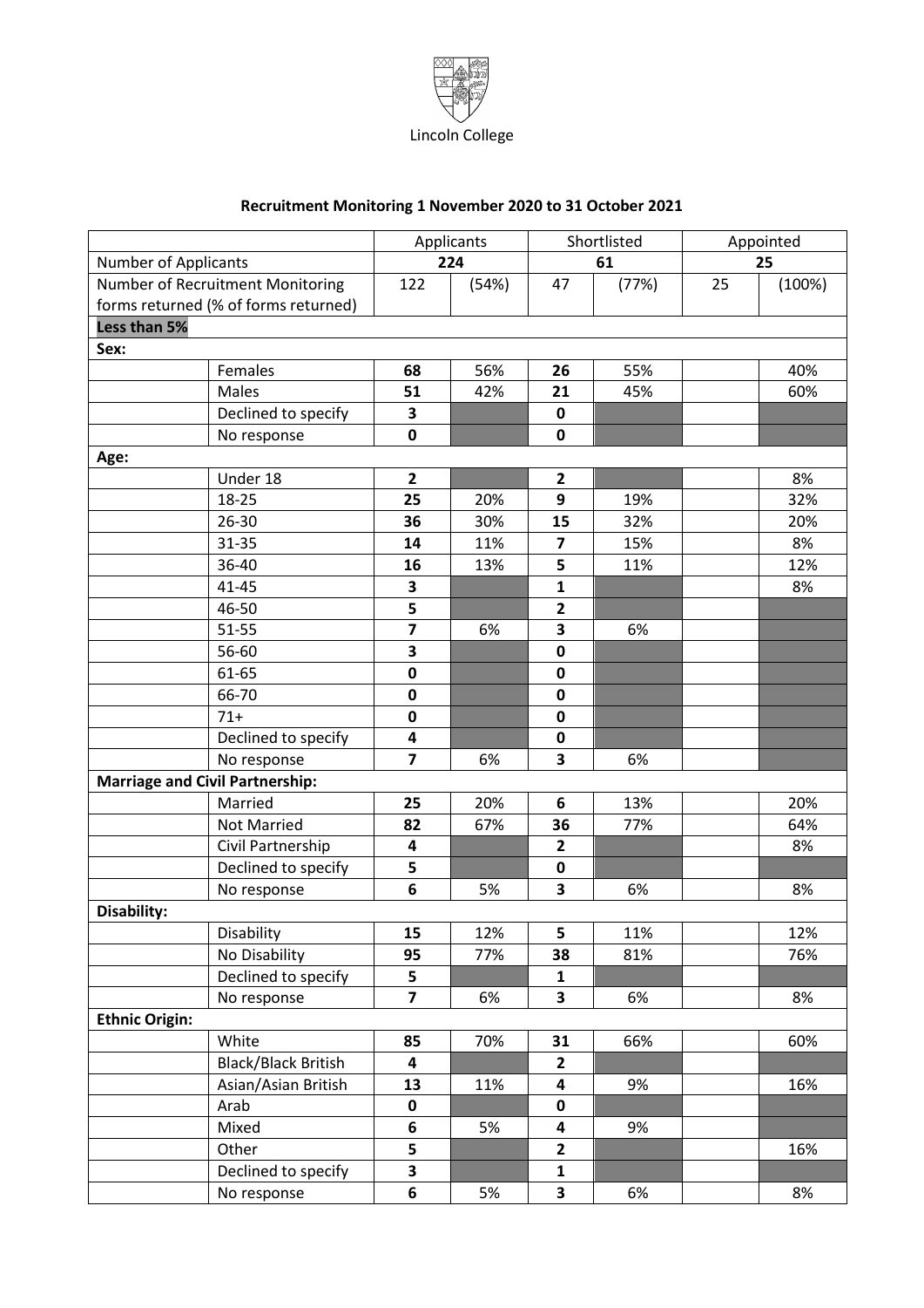Lincoln College

## Recruitment Monitoring 1 November 2020 to 31 October 2021

| | | Applicants | | Shortlisted | | Appointed | |
|---|---|---|---|---|---|---|---|
| Number of Applicants | | **224** | | **61** | | **25** | |
| Number of Recruitment Monitoring forms returned (% of forms returned) | | 122 | (54%) | 47 | (77%) | 25 | (100%) |
| **Less than 5%** | | | | | | | |
| **Sex:** | | | | | | | |
| | Females | **68** | 56% | **26** | 55% | | 40% |
| | Males | **51** | 42% | **21** | 45% | | 60% |
| | Declined to specify | **3** | | **0** | | | |
| | No response | **0** | | **0** | | | |
| **Age:** | | | | | | | |
| | Under 18 | **2** | | **2** | | | 8% |
| | 18-25 | **25** | 20% | **9** | 19% | | 32% |
| | 26-30 | **36** | 30% | **15** | 32% | | 20% |
| | 31-35 | **14** | 11% | **7** | 15% | | 8% |
| | 36-40 | **16** | 13% | **5** | 11% | | 12% |
| | 41-45 | **3** | | **1** | | | 8% |
| | 46-50 | **5** | | **2** | | | |
| | 51-55 | **7** | 6% | **3** | 6% | | |
| | 56-60 | **3** | | **0** | | | |
| | 61-65 | **0** | | **0** | | | |
| | 66-70 | **0** | | **0** | | | |
| | 71+ | **0** | | **0** | | | |
| | Declined to specify | **4** | | **0** | | | |
| | No response | **7** | 6% | **3** | 6% | | |
| **Marriage and Civil Partnership:** | | | | | | | |
| | Married | **25** | 20% | **6** | 13% | | 20% |
| | Not Married | **82** | 67% | **36** | 77% | | 64% |
| | Civil Partnership | **4** | | **2** | | | 8% |
| | Declined to specify | **5** | | **0** | | | |
| | No response | **6** | 5% | **3** | 6% | | 8% |
| **Disability:** | | | | | | | |
| | Disability | **15** | 12% | **5** | 11% | | 12% |
| | No Disability | **95** | 77% | **38** | 81% | | 76% |
| | Declined to specify | **5** | | **1** | | | |
| | No response | **7** | 6% | **3** | 6% | | 8% |
| **Ethnic Origin:** | | | | | | | |
| | White | **85** | 70% | **31** | 66% | | 60% |
| | Black/Black British | **4** | | **2** | | | |
| | Asian/Asian British | **13** | 11% | **4** | 9% | | 16% |
| | Arab | **0** | | **0** | | | |
| | Mixed | **6** | 5% | **4** | 9% | | |
| | Other | **5** | | **2** | | | 16% |
| | Declined to specify | **3** | | **1** | | | |
| | No response | **6** | 5% | **3** | 6% | | 8% |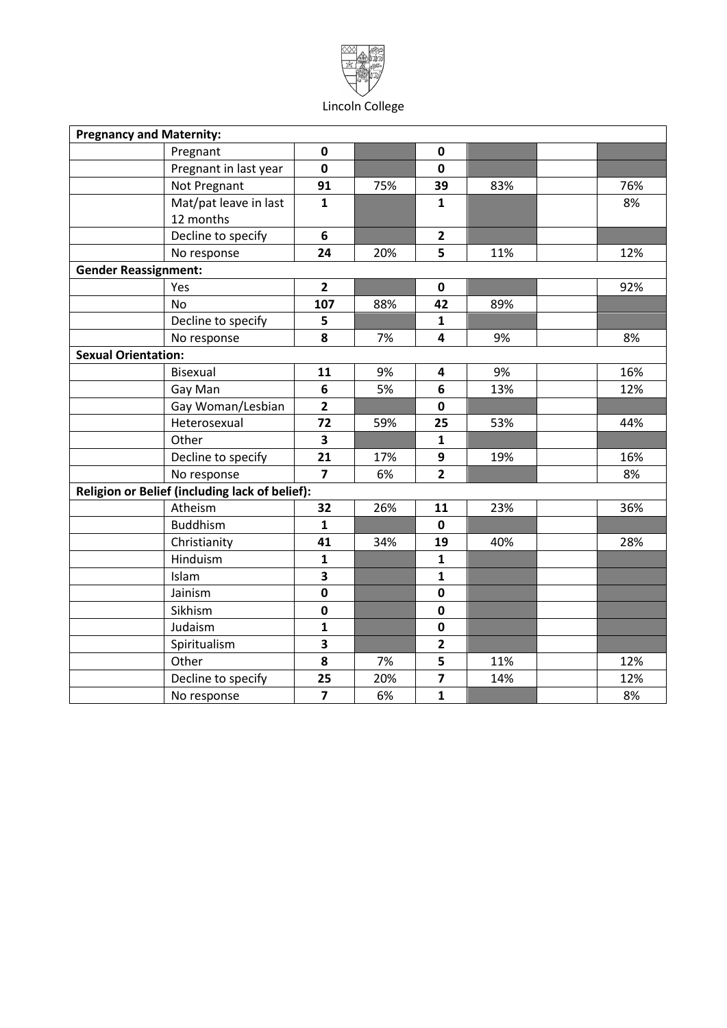Lincoln College

| | | | | | | | |
|---|---|---|---|---|---|---|---|
| **Pregnancy and Maternity:** | | | | | | | |
| | Pregnant | **0** | | **0** | | | |
| | Pregnant in last year | **0** | | **0** | | | |
| | Not Pregnant | **91** | 75% | **39** | 83% | | 76% |
| | Mat/pat leave in last 12 months | **1** | | **1** | | | 8% |
| | Decline to specify | **6** | | **2** | | | |
| | No response | **24** | 20% | **5** | 11% | | 12% |
| **Gender Reassignment:** | | | | | | | |
| | Yes | **2** | | **0** | | | 92% |
| | No | **107** | 88% | **42** | 89% | | |
| | Decline to specify | **5** | | **1** | | | |
| | No response | **8** | 7% | **4** | 9% | | 8% |
| **Sexual Orientation:** | | | | | | | |
| | Bisexual | **11** | 9% | **4** | 9% | | 16% |
| | Gay Man | **6** | 5% | **6** | 13% | | 12% |
| | Gay Woman/Lesbian | **2** | | **0** | | | |
| | Heterosexual | **72** | 59% | **25** | 53% | | 44% |
| | Other | **3** | | **1** | | | |
| | Decline to specify | **21** | 17% | **9** | 19% | | 16% |
| | No response | **7** | 6% | **2** | | | 8% |
| **Religion or Belief (including lack of belief):** | | | | | | | |
| | Atheism | **32** | 26% | **11** | 23% | | 36% |
| | Buddhism | **1** | | **0** | | | |
| | Christianity | **41** | 34% | **19** | 40% | | 28% |
| | Hinduism | **1** | | **1** | | | |
| | Islam | **3** | | **1** | | | |
| | Jainism | **0** | | **0** | | | |
| | Sikhism | **0** | | **0** | | | |
| | Judaism | **1** | | **0** | | | |
| | Spiritualism | **3** | | **2** | | | |
| | Other | **8** | 7% | **5** | 11% | | 12% |
| | Decline to specify | **25** | 20% | **7** | 14% | | 12% |
| | No response | **7** | 6% | **1** | | | 8% |